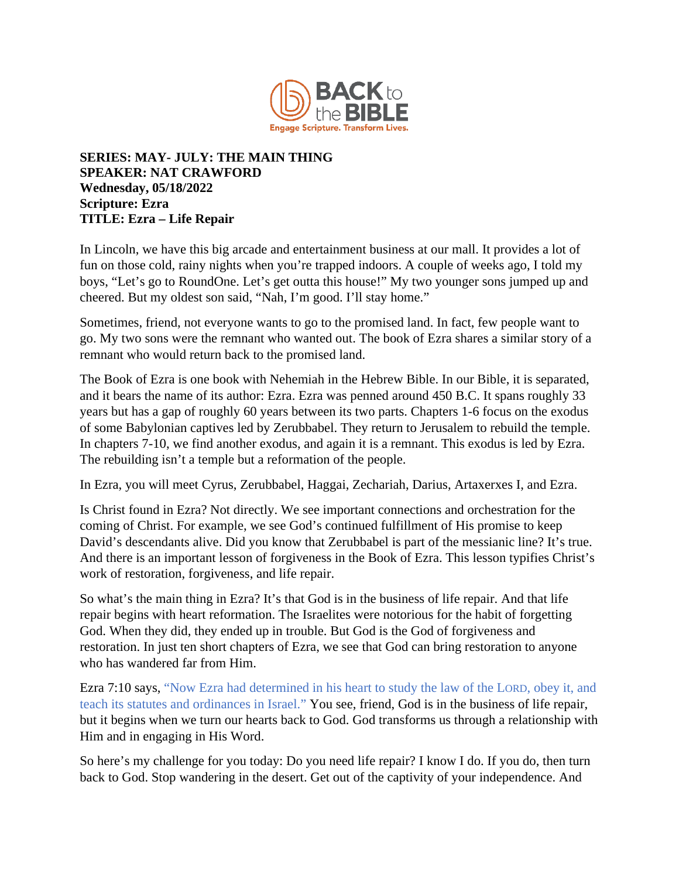**SERIES: MAY- JULY: THE MAIN THING**
**SPEAKER: NAT CRAWFORD**
**Wednesday, 05/18/2022**
**Scripture: Ezra**
**TITLE: Ezra – Life Repair**

In Lincoln, we have this big arcade and entertainment business at our mall. It provides a lot of fun on those cold, rainy nights when you're trapped indoors. A couple of weeks ago, I told my boys, "Let's go to RoundOne. Let's get outta this house!" My two younger sons jumped up and cheered. But my oldest son said, "Nah, I'm good. I'll stay home."

Sometimes, friend, not everyone wants to go to the promised land. In fact, few people want to go. My two sons were the remnant who wanted out. The book of Ezra shares a similar story of a remnant who would return back to the promised land.

The Book of Ezra is one book with Nehemiah in the Hebrew Bible. In our Bible, it is separated, and it bears the name of its author: Ezra. Ezra was penned around 450 B.C. It spans roughly 33 years but has a gap of roughly 60 years between its two parts. Chapters 1-6 focus on the exodus of some Babylonian captives led by Zerubbabel. They return to Jerusalem to rebuild the temple. In chapters 7-10, we find another exodus, and again it is a remnant. This exodus is led by Ezra. The rebuilding isn't a temple but a reformation of the people.

In Ezra, you will meet Cyrus, Zerubbabel, Haggai, Zechariah, Darius, Artaxerxes I, and Ezra.

Is Christ found in Ezra? Not directly. We see important connections and orchestration for the coming of Christ. For example, we see God's continued fulfillment of His promise to keep David's descendants alive. Did you know that Zerubbabel is part of the messianic line? It's true. And there is an important lesson of forgiveness in the Book of Ezra. This lesson typifies Christ's work of restoration, forgiveness, and life repair.

So what's the main thing in Ezra? It's that God is in the business of life repair. And that life repair begins with heart reformation. The Israelites were notorious for the habit of forgetting God. When they did, they ended up in trouble. But God is the God of forgiveness and restoration. In just ten short chapters of Ezra, we see that God can bring restoration to anyone who has wandered far from Him.

Ezra 7:10 says, "Now Ezra had determined in his heart to study the law of the LORD, obey it, and teach its statutes and ordinances in Israel." You see, friend, God is in the business of life repair, but it begins when we turn our hearts back to God. God transforms us through a relationship with Him and in engaging in His Word.

So here's my challenge for you today: Do you need life repair? I know I do. If you do, then turn back to God. Stop wandering in the desert. Get out of the captivity of your independence. And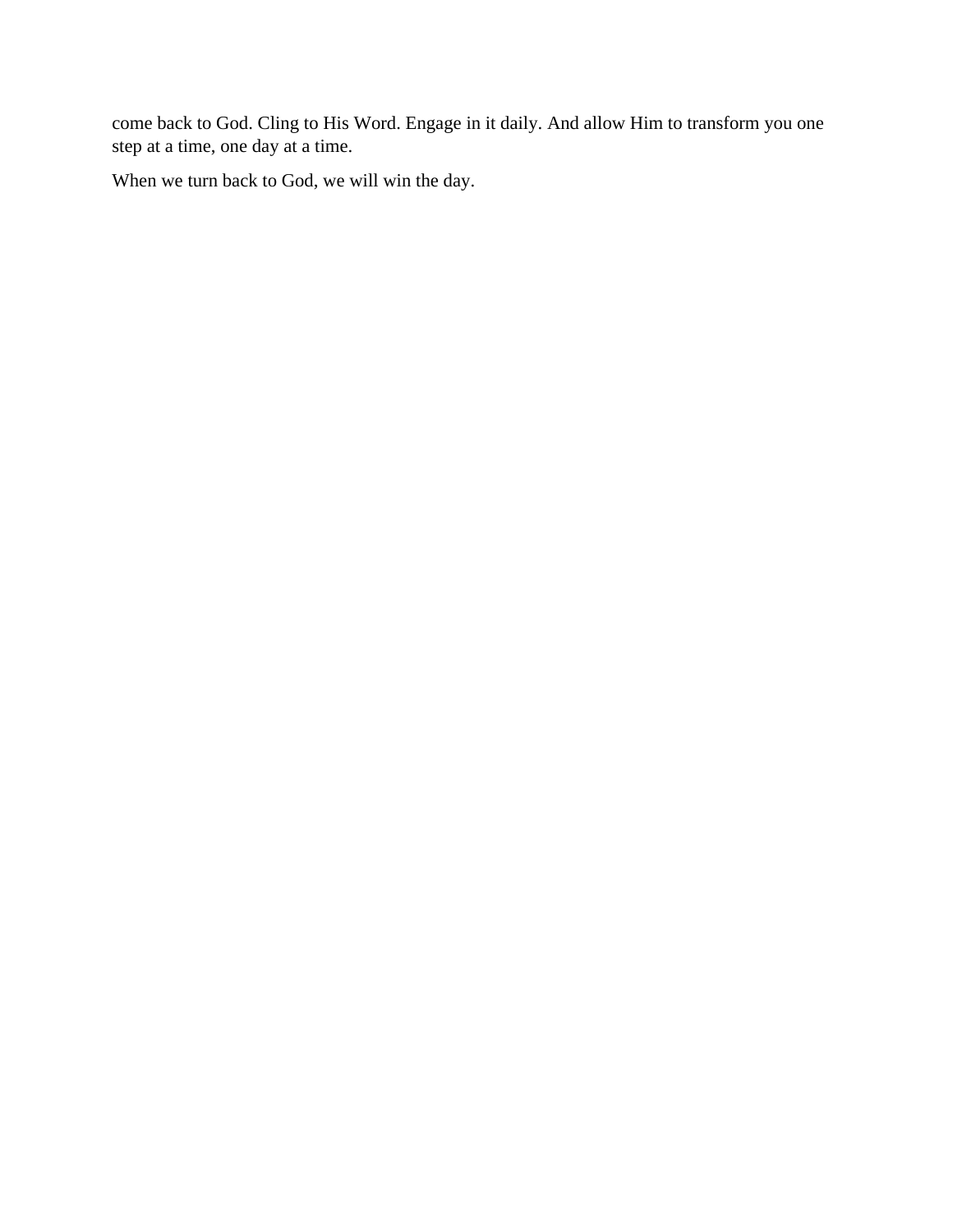come back to God. Cling to His Word. Engage in it daily. And allow Him to transform you one step at a time, one day at a time.

When we turn back to God, we will win the day.